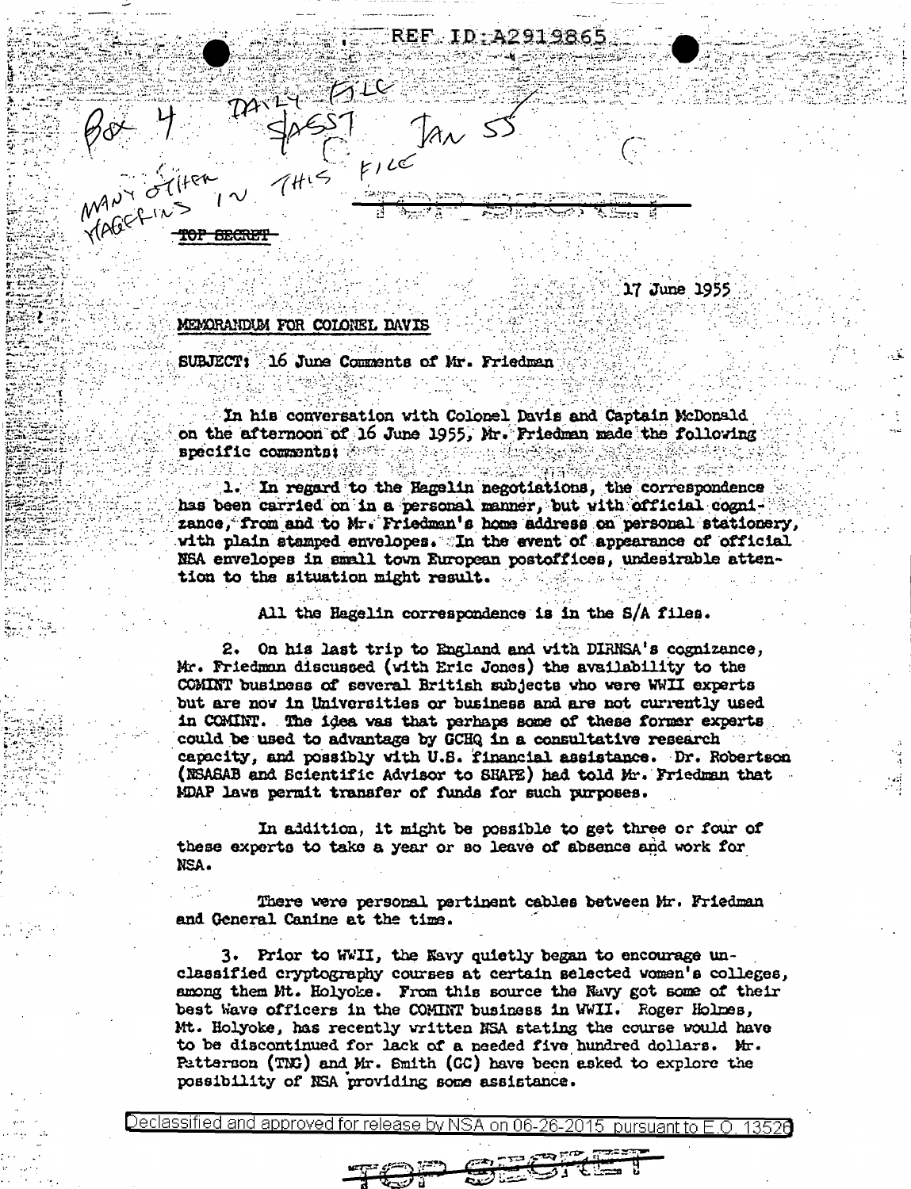REF ID:A2919865

Box 4 DAILY FILE
SASST JAN 55
MANY OTHER HAGELINS IN THIS FILE

~~TOP SECRET~~

17 June 1955

MEMORANDUM FOR COLONEL DAVIS

SUBJECT: 16 June Comments of Mr. Friedman

In his conversation with Colonel Davis and Captain McDonald on the afternoon of 16 June 1955, Mr. Friedman made the following specific comments:

1. In regard to the Hagelin negotiations, the correspondence has been carried on in a personal manner, but with official cognizance, from and to Mr. Friedman's home address on personal stationery, with plain stamped envelopes. In the event of appearance of official NSA envelopes in small town European postoffices, undesirable attention to the situation might result.

All the Hagelin correspondence is in the S/A files.

2. On his last trip to England and with DIRNSA's cognizance, Mr. Friedman discussed (with Eric Jones) the availability to the COMINT business of several British subjects who were WWII experts but are now in Universities or business and are not currently used in COMINT. The idea was that perhaps some of these former experts could be used to advantage by GCHQ in a consultative research capacity, and possibly with U.S. financial assistance. Dr. Robertson (NSASAB and Scientific Advisor to SHAPE) had told Mr. Friedman that MDAP laws permit transfer of funds for such purposes.

In addition, it might be possible to get three or four of these experts to take a year or so leave of absence and work for NSA.

There were personal pertinent cables between Mr. Friedman and General Canine at the time.

3. Prior to WWII, the Navy quietly began to encourage unclassified cryptography courses at certain selected women's colleges, among them Mt. Holyoke. From this source the Navy got some of their best Wave officers in the COMINT business in WWII. Roger Holmes, Mt. Holyoke, has recently written NSA stating the course would have to be discontinued for lack of a needed five hundred dollars. Mr. Patterson (TNG) and Mr. Smith (GC) have been asked to explore the possibility of NSA providing some assistance.

Declassified and approved for release by NSA on 06-26-2015 pursuant to E.O. 13526

~~TOP SECRET~~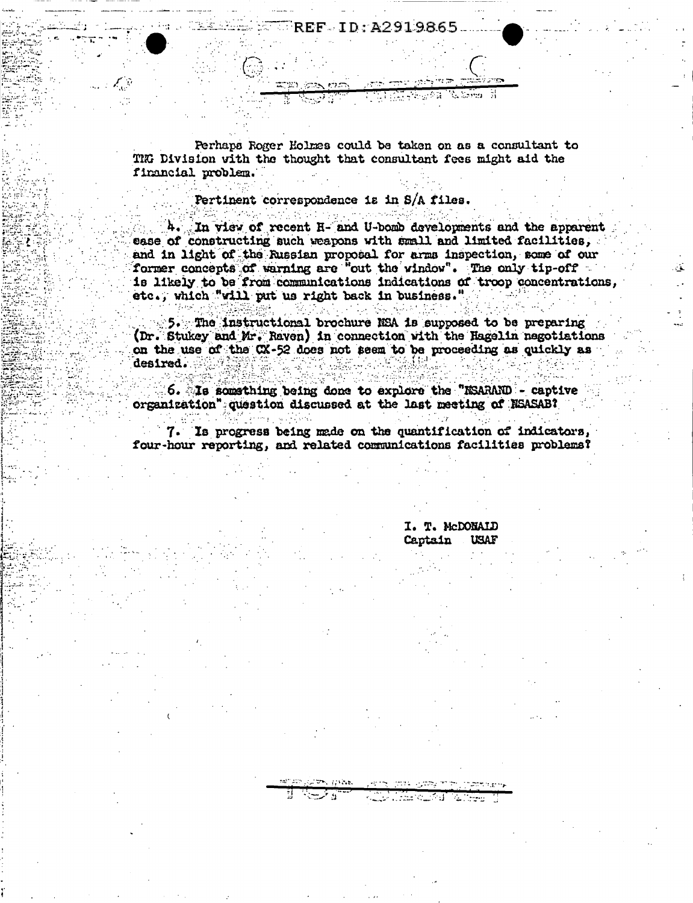Perhaps Roger Holmes could be taken on as a consultant to TMG Division with the thought that consultant fees might aid the financial problem.

Pertinent correspondence is in S/A files.

4. In view of recent H- and U-bomb developments and the apparent ease of constructing such weapons with small and limited facilities, and in light of the Russian proposal for arms inspection, some of our former concepts of warning are "out the window". The only tip-off is likely to be from communications indications of troop concentrations, etc., which "will put us right back in business."

5. The instructional brochure NSA is supposed to be preparing (Dr. Stukey and Mr. Raven) in connection with the Hagelin negotiations on the use of the CX-52 does not seem to be proceeding as quickly as desired.

6. Is something being done to explore the "NSARAND - captive organization" question discussed at the last meeting of NSASAB?

7. Is progress being made on the quantification of indicators, four-hour reporting, and related communications facilities problems?

I. T. McDONALD
Captain USAF